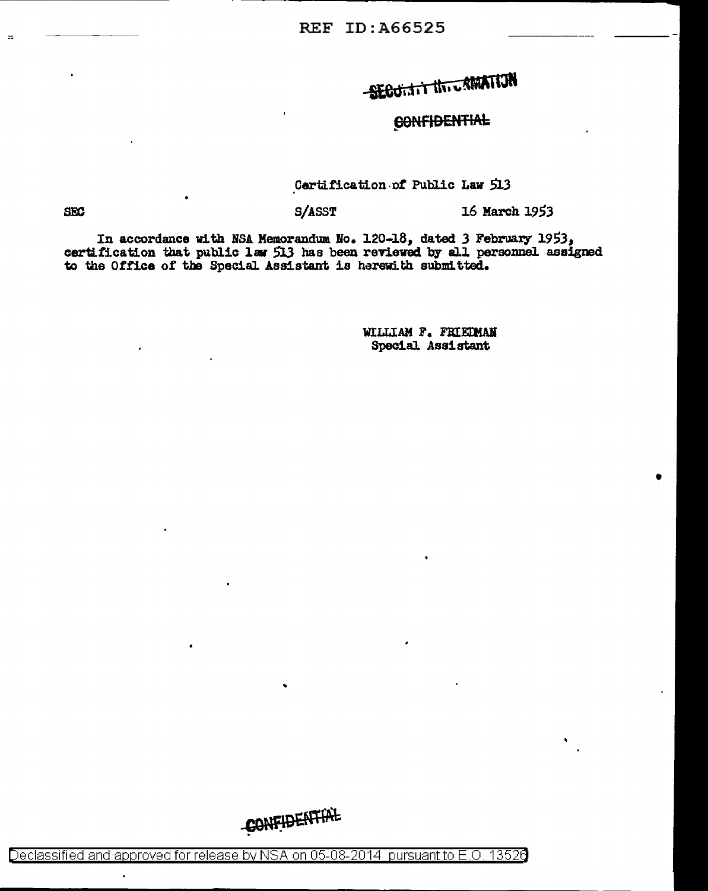~~SECURITY INFORMATION~~

~~CONFIDENTIAL~~

Certification of Public Law 513

SEC S/ASST 16 March 1953

In accordance with NSA Memorandum No. 120-18, dated 3 February 1953, certification that public law 513 has been reviewed by all personnel assigned to the Office of the Special Assistant is herewith submitted.

WILLIAM F. FRIEDMAN
Special Assistant

~~CONFIDENTIAL~~

Declassified and approved for release by NSA on 05-08-2014 pursuant to E.O. 13526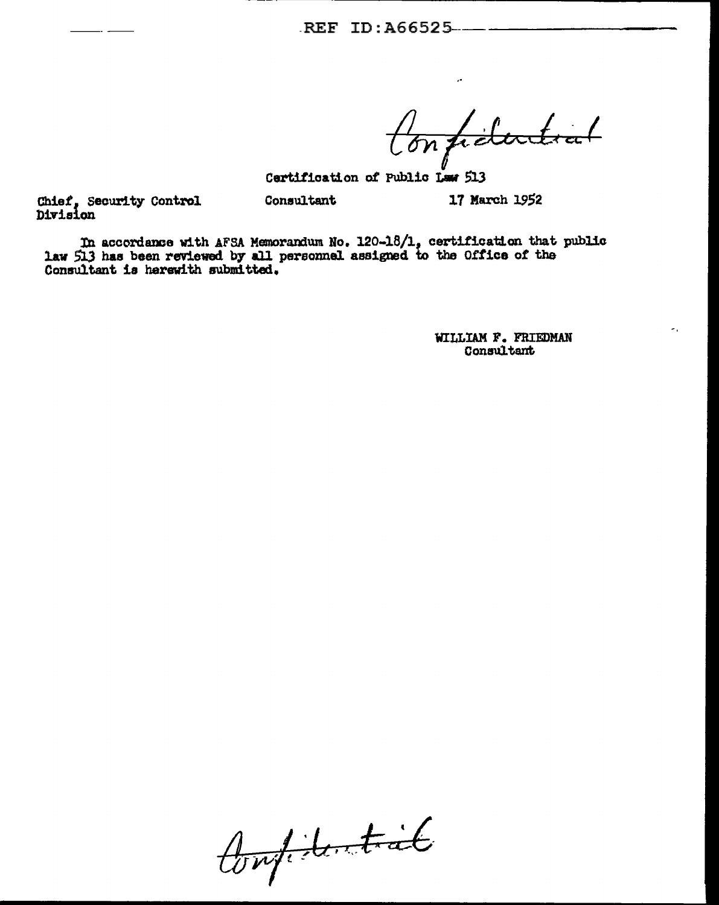REF ID:A66525

*Confidential*

Certification of Public Law 513

Chief, Security Control Division

Consultant

17 March 1952

In accordance with AFSA Memorandum No. 120-18/1, certification that public law 513 has been reviewed by all personnel assigned to the Office of the Consultant is herewith submitted.

WILLIAM F. FRIEDMAN
Consultant

*Confidential*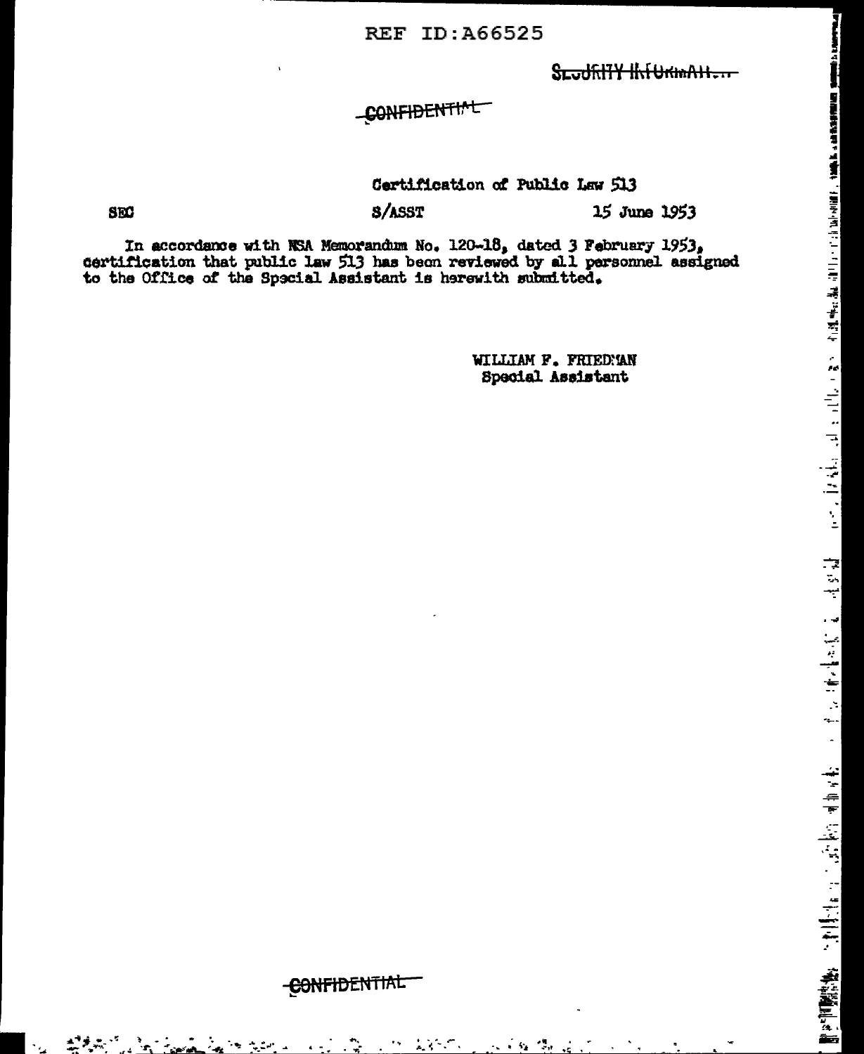REF ID:A66525

SECURITY INFORMATION

CONFIDENTIAL

Certification of Public Law 513

SEC — S/ASST — 15 June 1953

In accordance with NSA Memorandum No. 120-18, dated 3 February 1953, certification that public law 513 has been reviewed by all personnel assigned to the Office of the Special Assistant is herewith submitted.

WILLIAM F. FRIEDMAN
Special Assistant

CONFIDENTIAL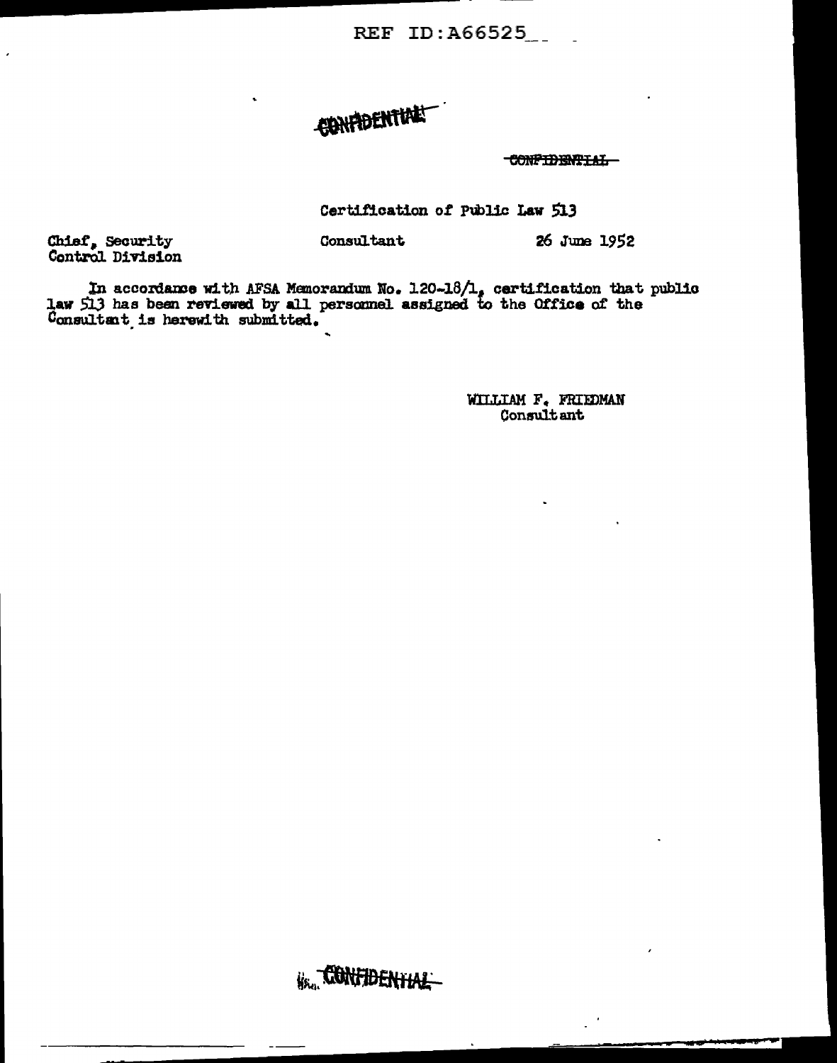REF ID:A66525

CONFIDENTIAL

~~CONFIDENTIAL~~

Certification of Public Law 513

Chief, Security Control Division    Consultant    26 June 1952

In accordance with AFSA Memorandum No. 120-18/1, certification that public law 513 has been reviewed by all personnel assigned to the Office of the Consultant is herewith submitted.

WILLIAM F. FRIEDMAN
Consultant

CONFIDENTIAL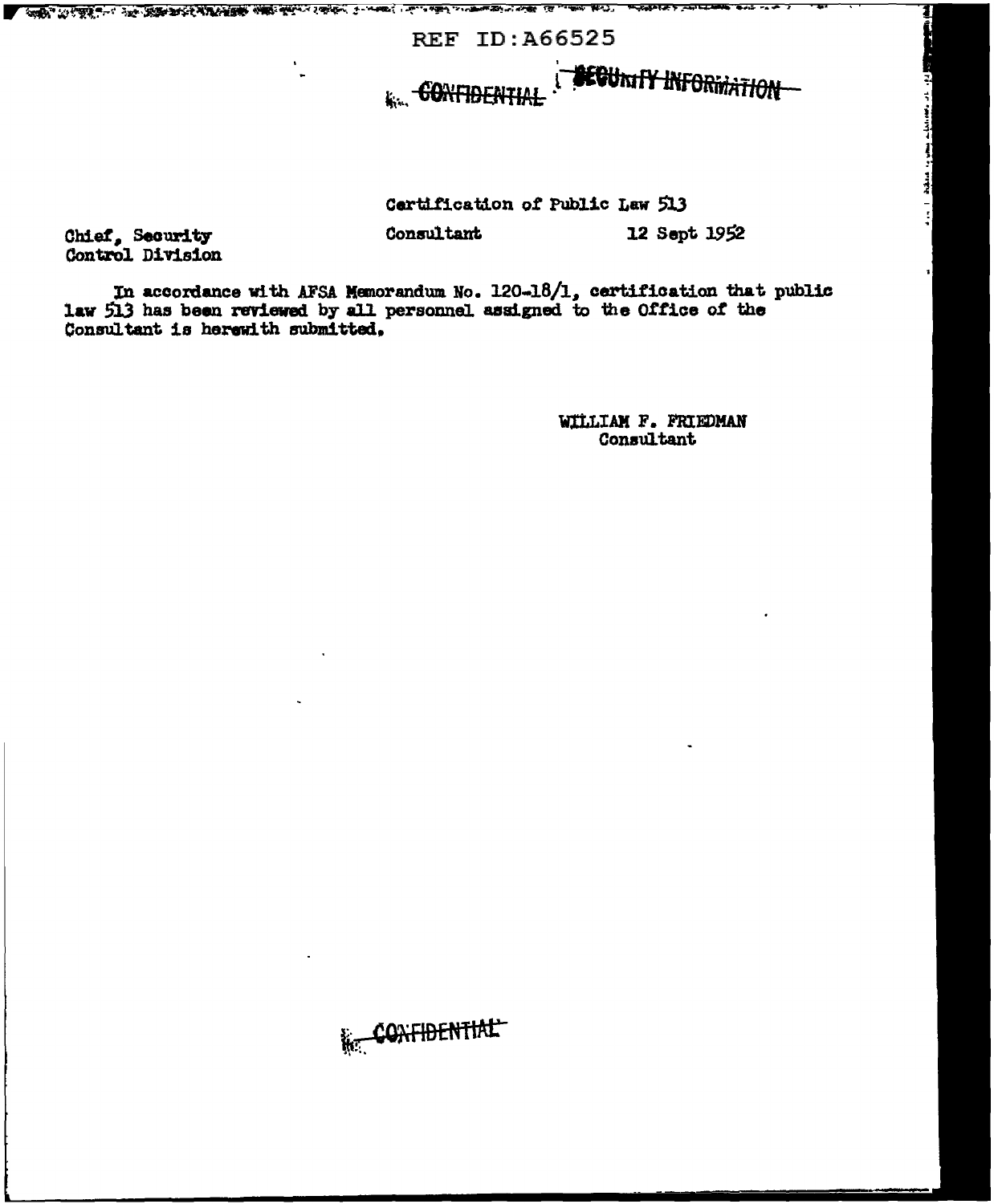REF ID:A66525

~~CONFIDENTIAL~~ ~~SECURITY INFORMATION~~

Certification of Public Law 513

Chief, Security Control Division

Consultant

12 Sept 1952

In accordance with AFSA Memorandum No. 120-18/1, certification that public law 513 has been reviewed by all personnel assigned to the Office of the Consultant is herewith submitted.

WILLIAM F. FRIEDMAN
Consultant

~~CONFIDENTIAL~~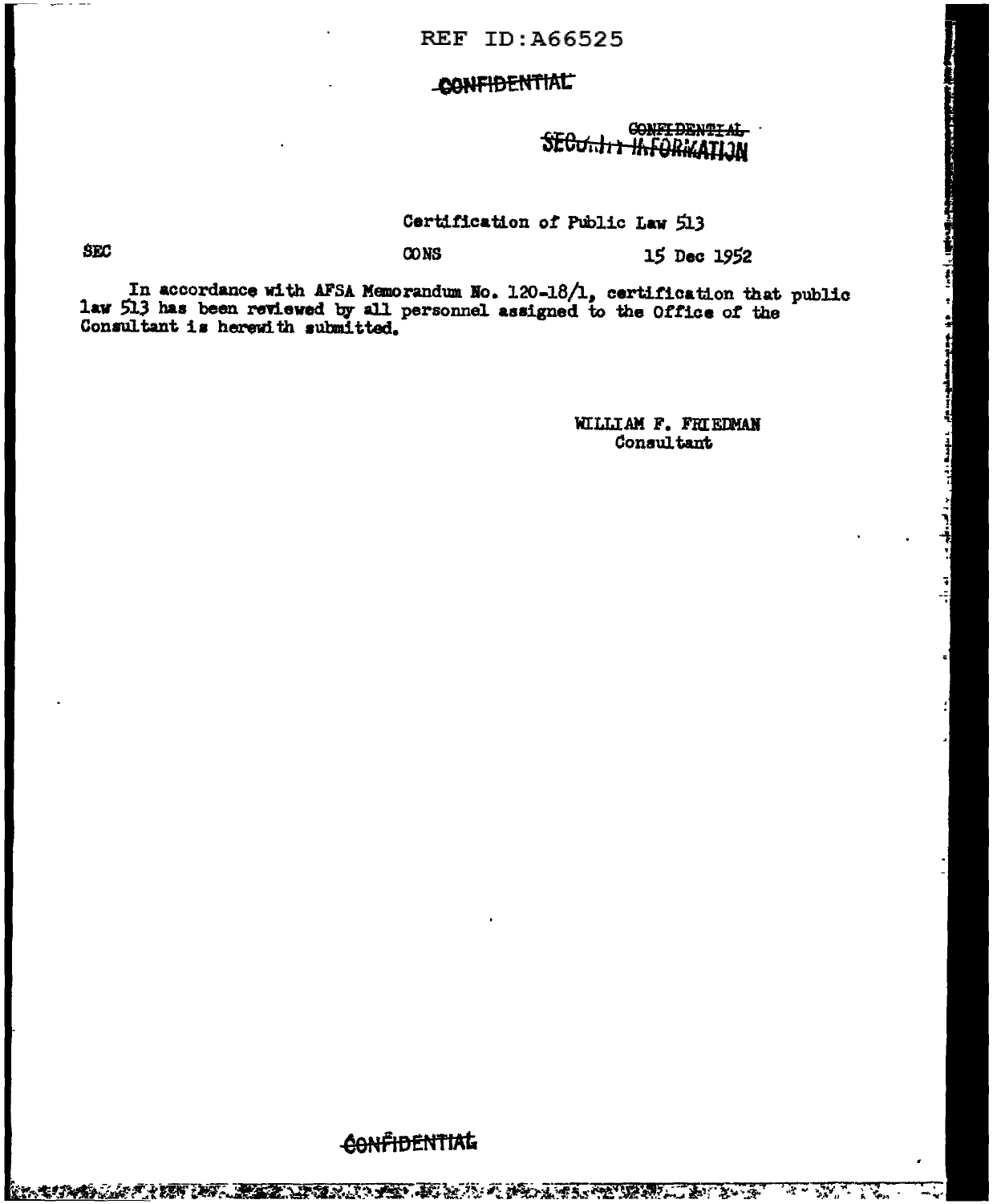REF ID:A66525

CONFIDENTIAL

CONFIDENTIAL
SECURITY INFORMATION

Certification of Public Law 513

SEC CONS 15 Dec 1952

In accordance with AFSA Memorandum No. 120-18/1, certification that public law 513 has been reviewed by all personnel assigned to the Office of the Consultant is herewith submitted.

WILLIAM F. FRIEDMAN
Consultant

CONFIDENTIAL